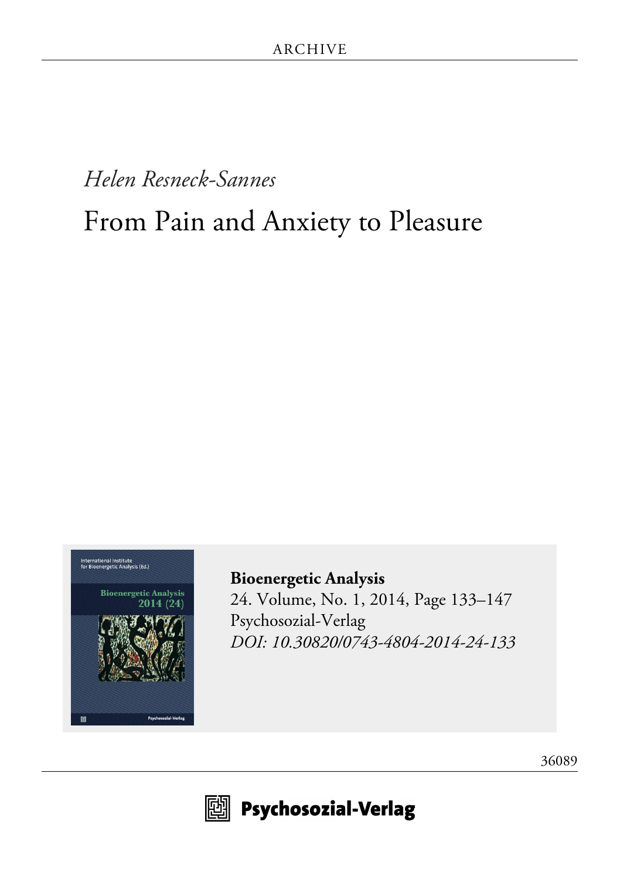ARCHIVE

*Helen Resneck-Sannes*

# From Pain and Anxiety to Pleasure

**Bioenergetic Analysis**
24. Volume, No. 1, 2014, Page 133–147
Psychosozial-Verlag
*DOI: 10.30820/0743-4804-2014-24-133*

36089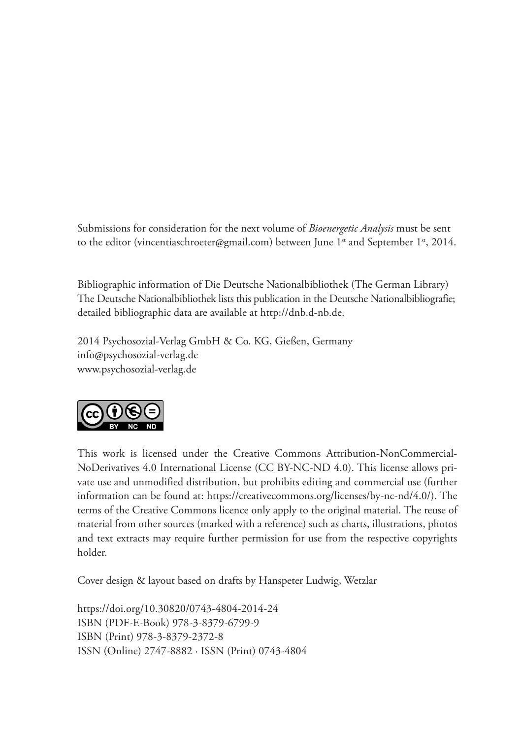Submissions for consideration for the next volume of *Bioenergetic Analysis* must be sent to the editor (vincentiaschroeter@gmail.com) between June 1st and September 1st, 2014.

Bibliographic information of Die Deutsche Nationalbibliothek (The German Library)
The Deutsche Nationalbibliothek lists this publication in the Deutsche Nationalbibliografie; detailed bibliographic data are available at http://dnb.d-nb.de.

2014 Psychosozial-Verlag GmbH & Co. KG, Gießen, Germany
info@psychosozial-verlag.de
www.psychosozial-verlag.de

This work is licensed under the Creative Commons Attribution-NonCommercial-NoDerivatives 4.0 International License (CC BY-NC-ND 4.0). This license allows private use and unmodified distribution, but prohibits editing and commercial use (further information can be found at: https://creativecommons.org/licenses/by-nc-nd/4.0/). The terms of the Creative Commons licence only apply to the original material. The reuse of material from other sources (marked with a reference) such as charts, illustrations, photos and text extracts may require further permission for use from the respective copyrights holder.

Cover design & layout based on drafts by Hanspeter Ludwig, Wetzlar

https://doi.org/10.30820/0743-4804-2014-24
ISBN (PDF-E-Book) 978-3-8379-6799-9
ISBN (Print) 978-3-8379-2372-8
ISSN (Online) 2747-8882 · ISSN (Print) 0743-4804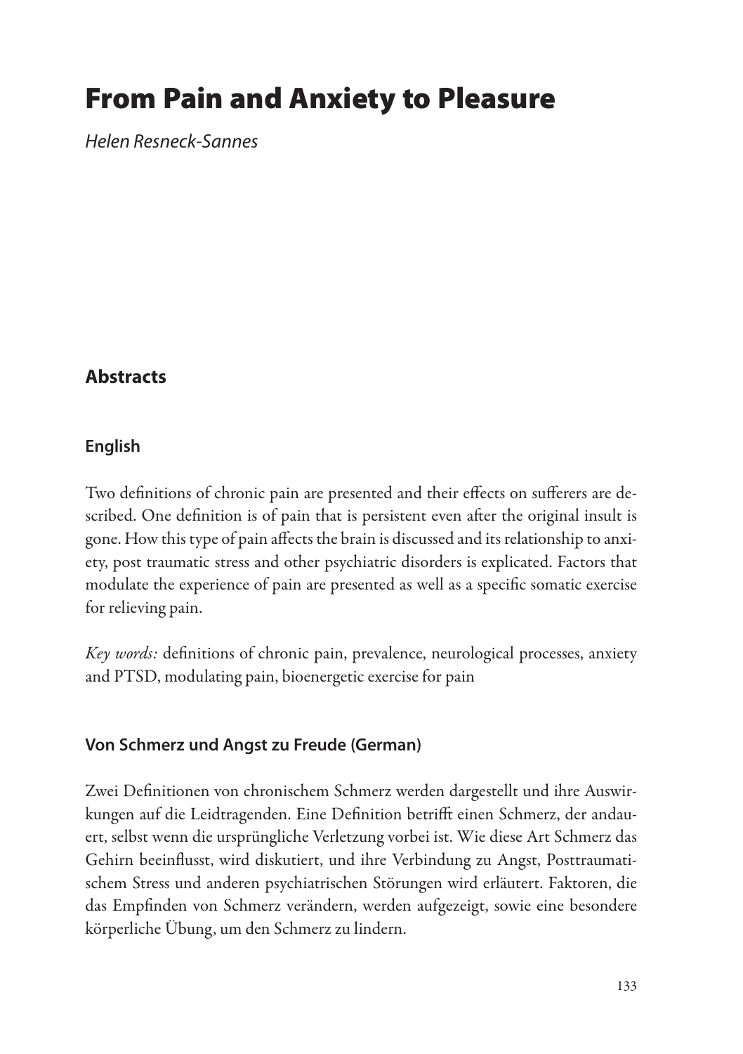# From Pain and Anxiety to Pleasure

*Helen Resneck-Sannes*

## Abstracts

### English

Two definitions of chronic pain are presented and their effects on sufferers are described. One definition is of pain that is persistent even after the original insult is gone. How this type of pain affects the brain is discussed and its relationship to anxiety, post traumatic stress and other psychiatric disorders is explicated. Factors that modulate the experience of pain are presented as well as a specific somatic exercise for relieving pain.

*Key words:* definitions of chronic pain, prevalence, neurological processes, anxiety and PTSD, modulating pain, bioenergetic exercise for pain

### Von Schmerz und Angst zu Freude (German)

Zwei Definitionen von chronischem Schmerz werden dargestellt und ihre Auswirkungen auf die Leidtragenden. Eine Definition betrifft einen Schmerz, der andauert, selbst wenn die ursprüngliche Verletzung vorbei ist. Wie diese Art Schmerz das Gehirn beeinflusst, wird diskutiert, und ihre Verbindung zu Angst, Posttraumatischem Stress und anderen psychiatrischen Störungen wird erläutert. Faktoren, die das Empfinden von Schmerz verändern, werden aufgezeigt, sowie eine besondere körperliche Übung, um den Schmerz zu lindern.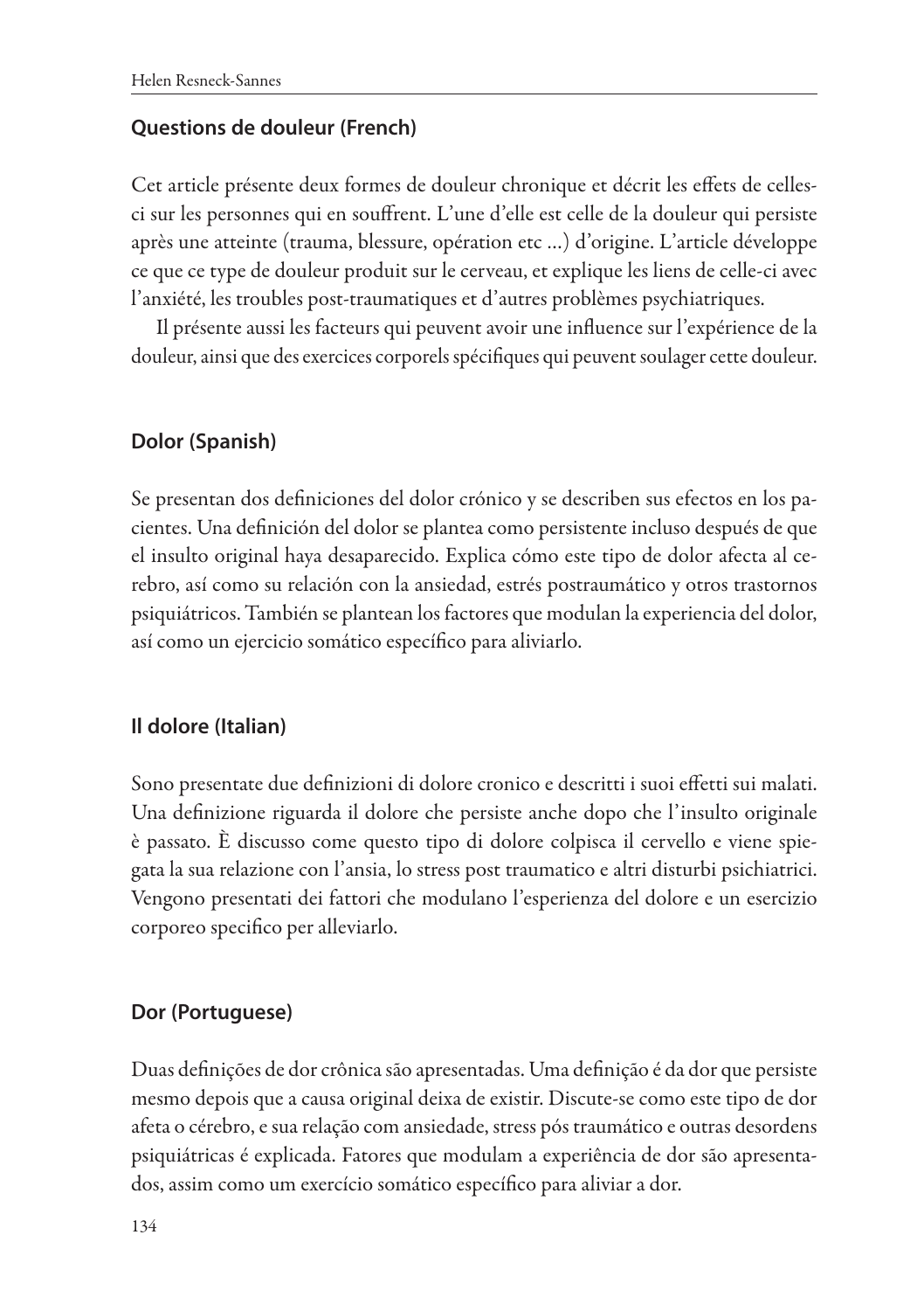## Questions de douleur (French)

Cet article présente deux formes de douleur chronique et décrit les effets de celles-ci sur les personnes qui en souffrent. L'une d'elle est celle de la douleur qui persiste après une atteinte (trauma, blessure, opération etc …) d'origine. L'article développe ce que ce type de douleur produit sur le cerveau, et explique les liens de celle-ci avec l'anxiété, les troubles post-traumatiques et d'autres problèmes psychiatriques.

Il présente aussi les facteurs qui peuvent avoir une influence sur l'expérience de la douleur, ainsi que des exercices corporels spécifiques qui peuvent soulager cette douleur.

## Dolor (Spanish)

Se presentan dos definiciones del dolor crónico y se describen sus efectos en los pacientes. Una definición del dolor se plantea como persistente incluso después de que el insulto original haya desaparecido. Explica cómo este tipo de dolor afecta al cerebro, así como su relación con la ansiedad, estrés postraumático y otros trastornos psiquiátricos. También se plantean los factores que modulan la experiencia del dolor, así como un ejercicio somático específico para aliviarlo.

## Il dolore (Italian)

Sono presentate due definizioni di dolore cronico e descritti i suoi effetti sui malati. Una definizione riguarda il dolore che persiste anche dopo che l'insulto originale è passato. È discusso come questo tipo di dolore colpisca il cervello e viene spiegata la sua relazione con l'ansia, lo stress post traumatico e altri disturbi psichiatrici. Vengono presentati dei fattori che modulano l'esperienza del dolore e un esercizio corporeo specifico per alleviarlo.

## Dor (Portuguese)

Duas definições de dor crônica são apresentadas. Uma definição é da dor que persiste mesmo depois que a causa original deixa de existir. Discute-se como este tipo de dor afeta o cérebro, e sua relação com ansiedade, stress pós traumático e outras desordens psiquiátricas é explicada. Fatores que modulam a experiência de dor são apresentados, assim como um exercício somático específico para aliviar a dor.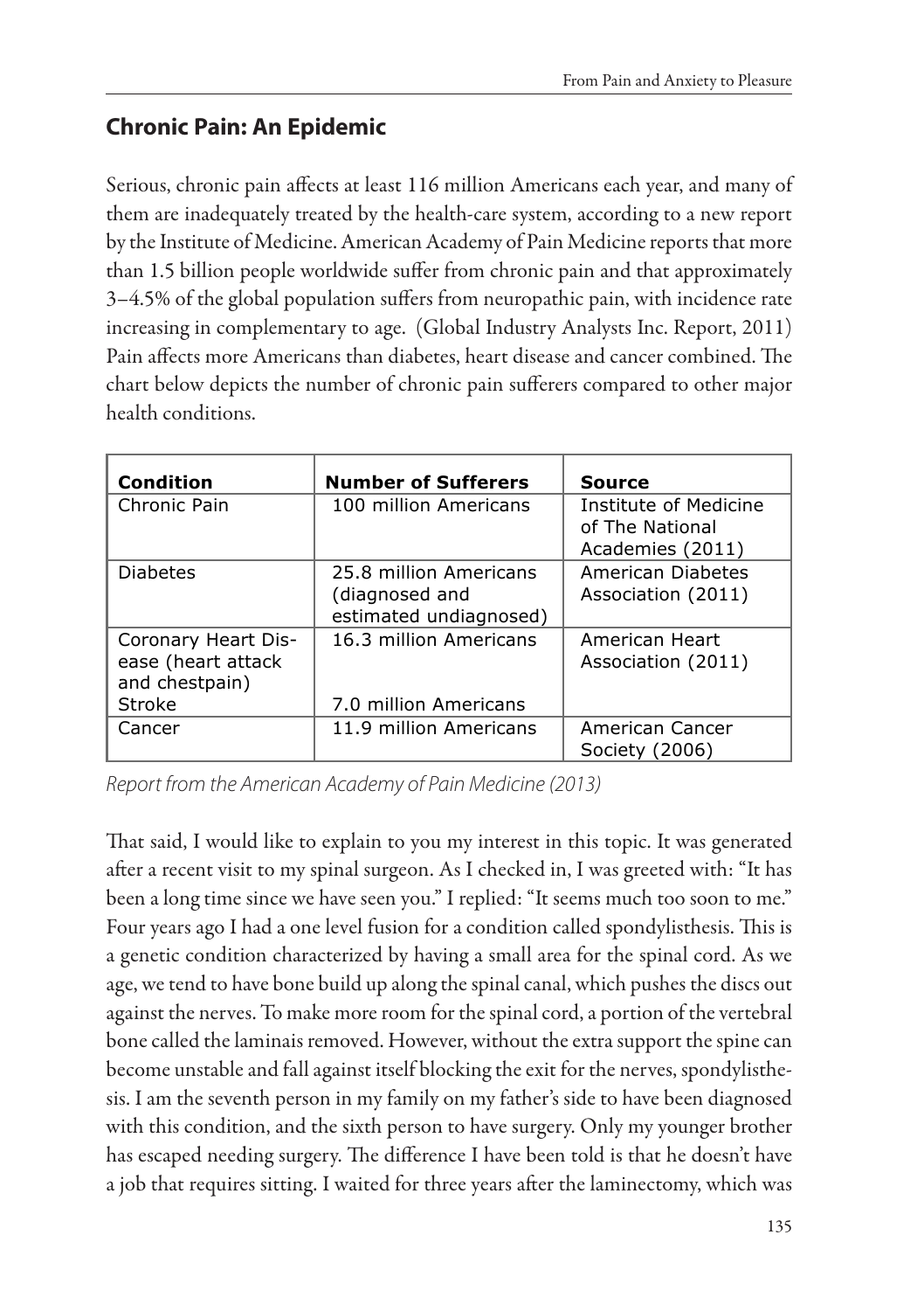## Chronic Pain: An Epidemic

Serious, chronic pain affects at least 116 million Americans each year, and many of them are inadequately treated by the health-care system, according to a new report by the Institute of Medicine. American Academy of Pain Medicine reports that more than 1.5 billion people worldwide suffer from chronic pain and that approximately 3–4.5% of the global population suffers from neuropathic pain, with incidence rate increasing in complementary to age. (Global Industry Analysts Inc. Report, 2011) Pain affects more Americans than diabetes, heart disease and cancer combined. The chart below depicts the number of chronic pain sufferers compared to other major health conditions.

| Condition | Number of Sufferers | Source |
|---|---|---|
| Chronic Pain | 100 million Americans | Institute of Medicine of The National Academies (2011) |
| Diabetes | 25.8 million Americans (diagnosed and estimated undiagnosed) | American Diabetes Association (2011) |
| Coronary Heart Disease (heart attack and chestpain)<br>Stroke | 16.3 million Americans<br><br>7.0 million Americans | American Heart Association (2011) |
| Cancer | 11.9 million Americans | American Cancer Society (2006) |

*Report from the American Academy of Pain Medicine (2013)*

That said, I would like to explain to you my interest in this topic. It was generated after a recent visit to my spinal surgeon. As I checked in, I was greeted with: "It has been a long time since we have seen you." I replied: "It seems much too soon to me." Four years ago I had a one level fusion for a condition called spondylisthesis. This is a genetic condition characterized by having a small area for the spinal cord. As we age, we tend to have bone build up along the spinal canal, which pushes the discs out against the nerves. To make more room for the spinal cord, a portion of the vertebral bone called the laminais removed. However, without the extra support the spine can become unstable and fall against itself blocking the exit for the nerves, spondylisthesis. I am the seventh person in my family on my father's side to have been diagnosed with this condition, and the sixth person to have surgery. Only my younger brother has escaped needing surgery. The difference I have been told is that he doesn't have a job that requires sitting. I waited for three years after the laminectomy, which was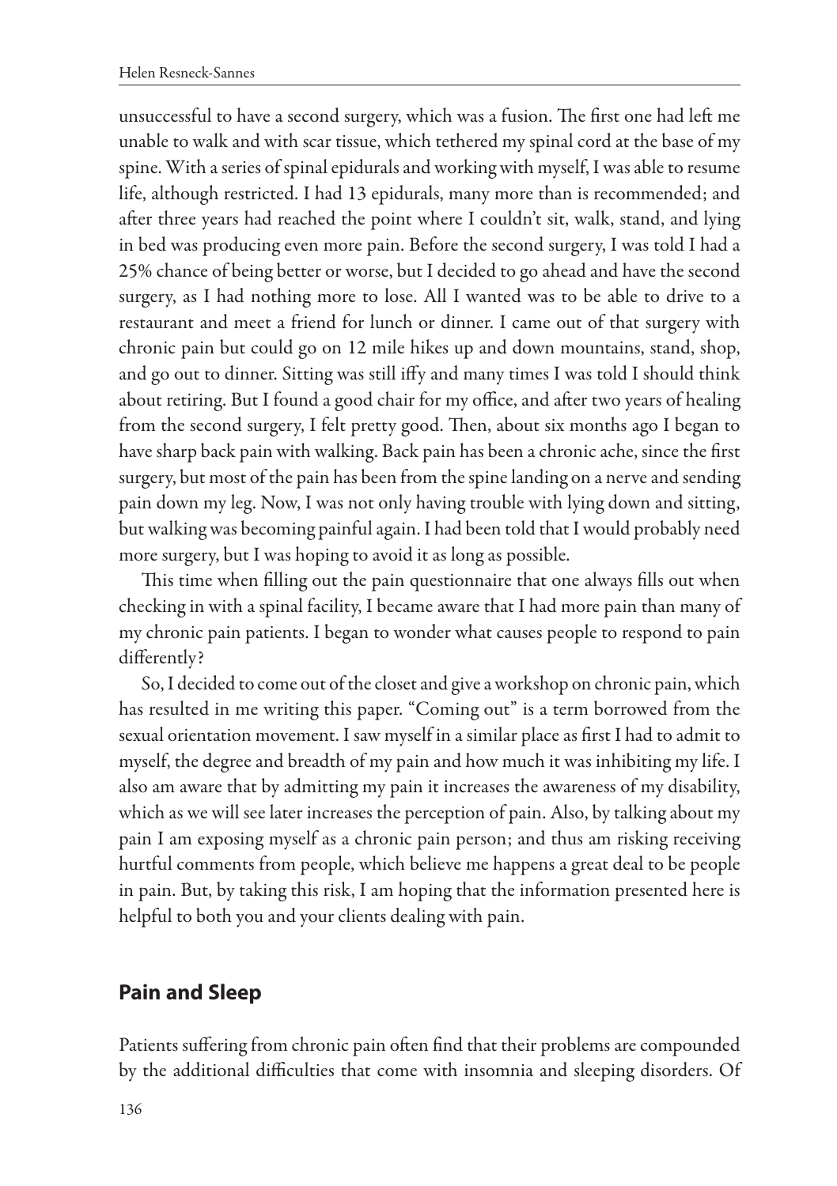unsuccessful to have a second surgery, which was a fusion. The first one had left me unable to walk and with scar tissue, which tethered my spinal cord at the base of my spine. With a series of spinal epidurals and working with myself, I was able to resume life, although restricted. I had 13 epidurals, many more than is recommended; and after three years had reached the point where I couldn't sit, walk, stand, and lying in bed was producing even more pain. Before the second surgery, I was told I had a 25% chance of being better or worse, but I decided to go ahead and have the second surgery, as I had nothing more to lose. All I wanted was to be able to drive to a restaurant and meet a friend for lunch or dinner. I came out of that surgery with chronic pain but could go on 12 mile hikes up and down mountains, stand, shop, and go out to dinner. Sitting was still iffy and many times I was told I should think about retiring. But I found a good chair for my office, and after two years of healing from the second surgery, I felt pretty good. Then, about six months ago I began to have sharp back pain with walking. Back pain has been a chronic ache, since the first surgery, but most of the pain has been from the spine landing on a nerve and sending pain down my leg. Now, I was not only having trouble with lying down and sitting, but walking was becoming painful again. I had been told that I would probably need more surgery, but I was hoping to avoid it as long as possible.

This time when filling out the pain questionnaire that one always fills out when checking in with a spinal facility, I became aware that I had more pain than many of my chronic pain patients. I began to wonder what causes people to respond to pain differently?

So, I decided to come out of the closet and give a workshop on chronic pain, which has resulted in me writing this paper. "Coming out" is a term borrowed from the sexual orientation movement. I saw myself in a similar place as first I had to admit to myself, the degree and breadth of my pain and how much it was inhibiting my life. I also am aware that by admitting my pain it increases the awareness of my disability, which as we will see later increases the perception of pain. Also, by talking about my pain I am exposing myself as a chronic pain person; and thus am risking receiving hurtful comments from people, which believe me happens a great deal to be people in pain. But, by taking this risk, I am hoping that the information presented here is helpful to both you and your clients dealing with pain.

## Pain and Sleep

Patients suffering from chronic pain often find that their problems are compounded by the additional difficulties that come with insomnia and sleeping disorders. Of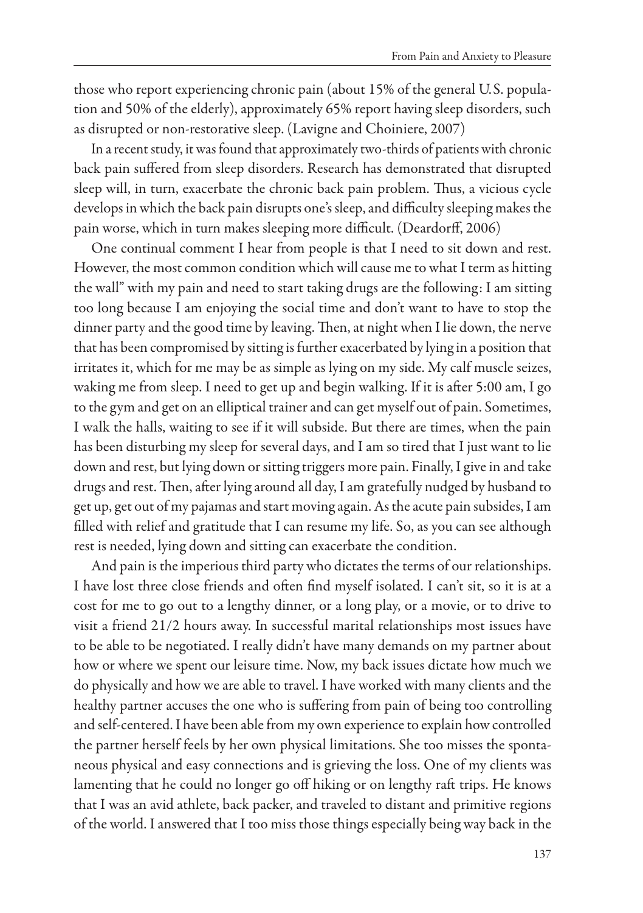those who report experiencing chronic pain (about 15% of the general U.S. population and 50% of the elderly), approximately 65% report having sleep disorders, such as disrupted or non-restorative sleep. (Lavigne and Choiniere, 2007)

In a recent study, it was found that approximately two-thirds of patients with chronic back pain suffered from sleep disorders. Research has demonstrated that disrupted sleep will, in turn, exacerbate the chronic back pain problem. Thus, a vicious cycle develops in which the back pain disrupts one's sleep, and difficulty sleeping makes the pain worse, which in turn makes sleeping more difficult. (Deardorff, 2006)

One continual comment I hear from people is that I need to sit down and rest. However, the most common condition which will cause me to what I term as hitting the wall" with my pain and need to start taking drugs are the following: I am sitting too long because I am enjoying the social time and don't want to have to stop the dinner party and the good time by leaving. Then, at night when I lie down, the nerve that has been compromised by sitting is further exacerbated by lying in a position that irritates it, which for me may be as simple as lying on my side. My calf muscle seizes, waking me from sleep. I need to get up and begin walking. If it is after 5:00 am, I go to the gym and get on an elliptical trainer and can get myself out of pain. Sometimes, I walk the halls, waiting to see if it will subside. But there are times, when the pain has been disturbing my sleep for several days, and I am so tired that I just want to lie down and rest, but lying down or sitting triggers more pain. Finally, I give in and take drugs and rest. Then, after lying around all day, I am gratefully nudged by husband to get up, get out of my pajamas and start moving again. As the acute pain subsides, I am filled with relief and gratitude that I can resume my life. So, as you can see although rest is needed, lying down and sitting can exacerbate the condition.

And pain is the imperious third party who dictates the terms of our relationships. I have lost three close friends and often find myself isolated. I can't sit, so it is at a cost for me to go out to a lengthy dinner, or a long play, or a movie, or to drive to visit a friend 21/2 hours away. In successful marital relationships most issues have to be able to be negotiated. I really didn't have many demands on my partner about how or where we spent our leisure time. Now, my back issues dictate how much we do physically and how we are able to travel. I have worked with many clients and the healthy partner accuses the one who is suffering from pain of being too controlling and self-centered. I have been able from my own experience to explain how controlled the partner herself feels by her own physical limitations. She too misses the spontaneous physical and easy connections and is grieving the loss. One of my clients was lamenting that he could no longer go off hiking or on lengthy raft trips. He knows that I was an avid athlete, back packer, and traveled to distant and primitive regions of the world. I answered that I too miss those things especially being way back in the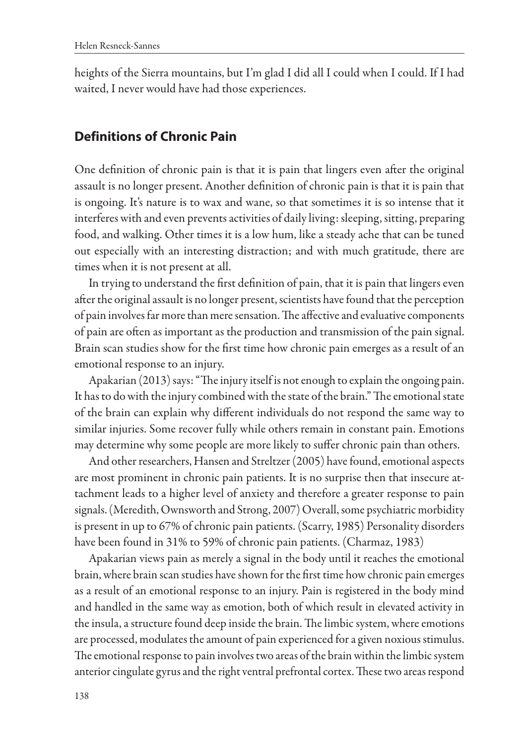heights of the Sierra mountains, but I'm glad I did all I could when I could. If I had waited, I never would have had those experiences.

## Definitions of Chronic Pain

One definition of chronic pain is that it is pain that lingers even after the original assault is no longer present. Another definition of chronic pain is that it is pain that is ongoing. It's nature is to wax and wane, so that sometimes it is so intense that it interferes with and even prevents activities of daily living: sleeping, sitting, preparing food, and walking. Other times it is a low hum, like a steady ache that can be tuned out especially with an interesting distraction; and with much gratitude, there are times when it is not present at all.

In trying to understand the first definition of pain, that it is pain that lingers even after the original assault is no longer present, scientists have found that the perception of pain involves far more than mere sensation. The affective and evaluative components of pain are often as important as the production and transmission of the pain signal. Brain scan studies show for the first time how chronic pain emerges as a result of an emotional response to an injury.

Apakarian (2013) says: "The injury itself is not enough to explain the ongoing pain. It has to do with the injury combined with the state of the brain." The emotional state of the brain can explain why different individuals do not respond the same way to similar injuries. Some recover fully while others remain in constant pain. Emotions may determine why some people are more likely to suffer chronic pain than others.

And other researchers, Hansen and Streltzer (2005) have found, emotional aspects are most prominent in chronic pain patients. It is no surprise then that insecure attachment leads to a higher level of anxiety and therefore a greater response to pain signals. (Meredith, Ownsworth and Strong, 2007) Overall, some psychiatric morbidity is present in up to 67% of chronic pain patients. (Scarry, 1985) Personality disorders have been found in 31% to 59% of chronic pain patients. (Charmaz, 1983)

Apakarian views pain as merely a signal in the body until it reaches the emotional brain, where brain scan studies have shown for the first time how chronic pain emerges as a result of an emotional response to an injury. Pain is registered in the body mind and handled in the same way as emotion, both of which result in elevated activity in the insula, a structure found deep inside the brain. The limbic system, where emotions are processed, modulates the amount of pain experienced for a given noxious stimulus. The emotional response to pain involves two areas of the brain within the limbic system anterior cingulate gyrus and the right ventral prefrontal cortex. These two areas respond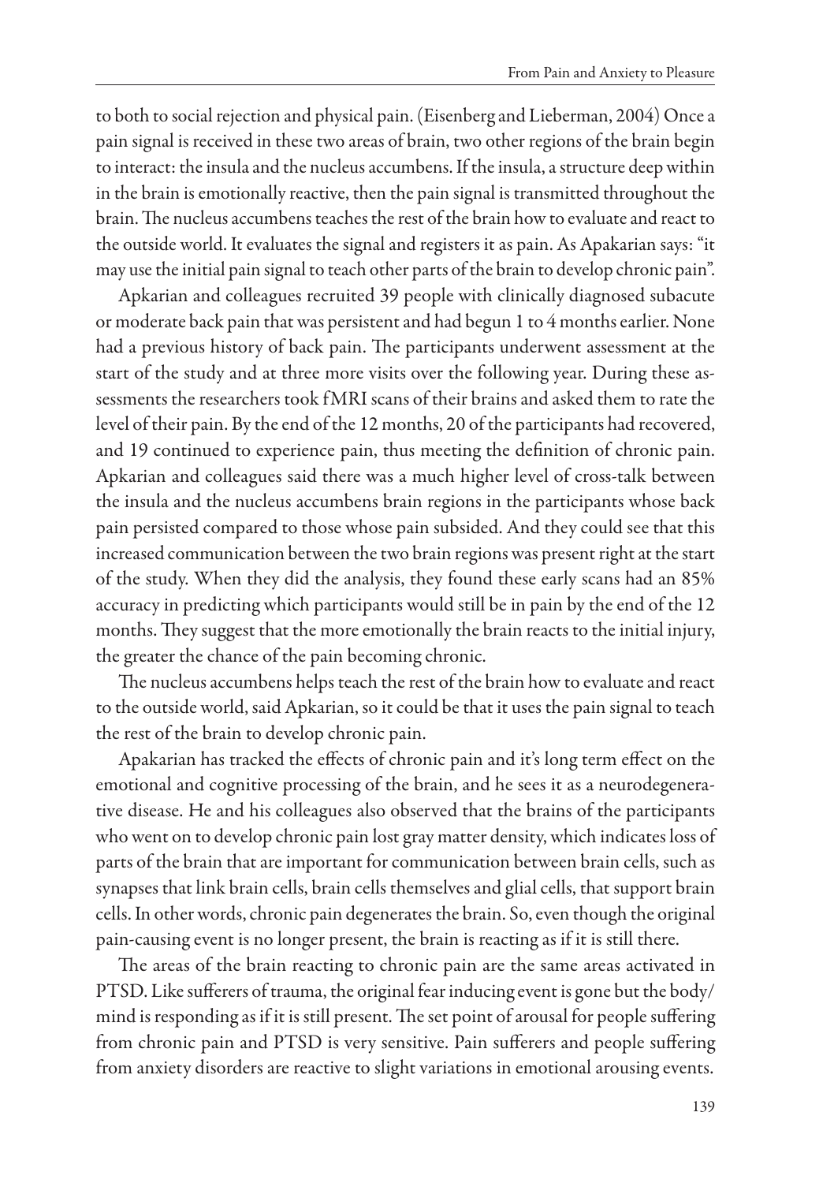to both to social rejection and physical pain. (Eisenberg and Lieberman, 2004) Once a pain signal is received in these two areas of brain, two other regions of the brain begin to interact: the insula and the nucleus accumbens. If the insula, a structure deep within in the brain is emotionally reactive, then the pain signal is transmitted throughout the brain. The nucleus accumbens teaches the rest of the brain how to evaluate and react to the outside world. It evaluates the signal and registers it as pain. As Apakarian says: "it may use the initial pain signal to teach other parts of the brain to develop chronic pain".

Apkarian and colleagues recruited 39 people with clinically diagnosed subacute or moderate back pain that was persistent and had begun 1 to 4 months earlier. None had a previous history of back pain. The participants underwent assessment at the start of the study and at three more visits over the following year. During these assessments the researchers took fMRI scans of their brains and asked them to rate the level of their pain. By the end of the 12 months, 20 of the participants had recovered, and 19 continued to experience pain, thus meeting the definition of chronic pain. Apkarian and colleagues said there was a much higher level of cross-talk between the insula and the nucleus accumbens brain regions in the participants whose back pain persisted compared to those whose pain subsided. And they could see that this increased communication between the two brain regions was present right at the start of the study. When they did the analysis, they found these early scans had an 85% accuracy in predicting which participants would still be in pain by the end of the 12 months. They suggest that the more emotionally the brain reacts to the initial injury, the greater the chance of the pain becoming chronic.

The nucleus accumbens helps teach the rest of the brain how to evaluate and react to the outside world, said Apkarian, so it could be that it uses the pain signal to teach the rest of the brain to develop chronic pain.

Apakarian has tracked the effects of chronic pain and it's long term effect on the emotional and cognitive processing of the brain, and he sees it as a neurodegenerative disease. He and his colleagues also observed that the brains of the participants who went on to develop chronic pain lost gray matter density, which indicates loss of parts of the brain that are important for communication between brain cells, such as synapses that link brain cells, brain cells themselves and glial cells, that support brain cells. In other words, chronic pain degenerates the brain. So, even though the original pain-causing event is no longer present, the brain is reacting as if it is still there.

The areas of the brain reacting to chronic pain are the same areas activated in PTSD. Like sufferers of trauma, the original fear inducing event is gone but the body/mind is responding as if it is still present. The set point of arousal for people suffering from chronic pain and PTSD is very sensitive. Pain sufferers and people suffering from anxiety disorders are reactive to slight variations in emotional arousing events.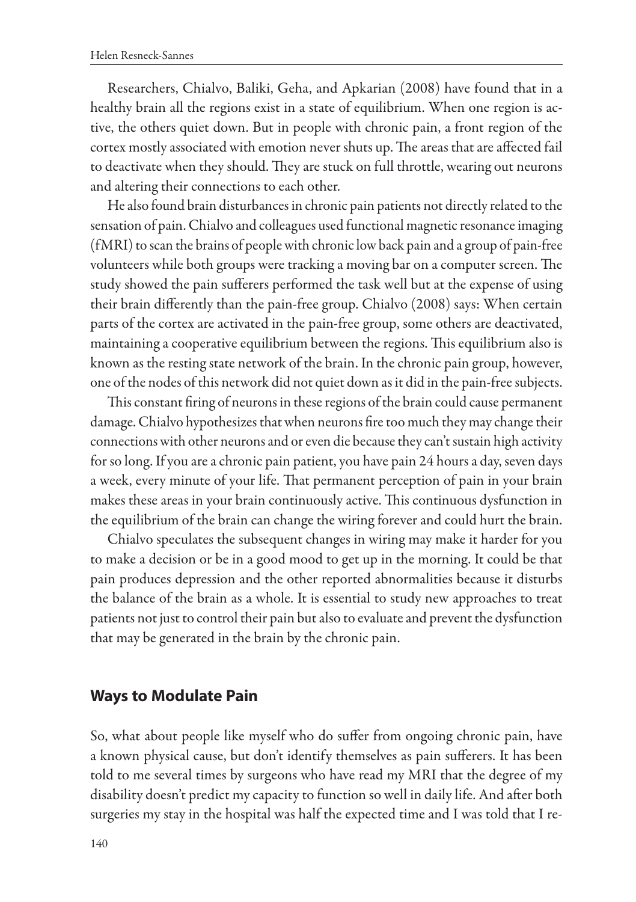Researchers, Chialvo, Baliki, Geha, and Apkarian (2008) have found that in a healthy brain all the regions exist in a state of equilibrium. When one region is active, the others quiet down. But in people with chronic pain, a front region of the cortex mostly associated with emotion never shuts up. The areas that are affected fail to deactivate when they should. They are stuck on full throttle, wearing out neurons and altering their connections to each other.

He also found brain disturbances in chronic pain patients not directly related to the sensation of pain. Chialvo and colleagues used functional magnetic resonance imaging (fMRI) to scan the brains of people with chronic low back pain and a group of pain-free volunteers while both groups were tracking a moving bar on a computer screen. The study showed the pain sufferers performed the task well but at the expense of using their brain differently than the pain-free group. Chialvo (2008) says: When certain parts of the cortex are activated in the pain-free group, some others are deactivated, maintaining a cooperative equilibrium between the regions. This equilibrium also is known as the resting state network of the brain. In the chronic pain group, however, one of the nodes of this network did not quiet down as it did in the pain-free subjects.

This constant firing of neurons in these regions of the brain could cause permanent damage. Chialvo hypothesizes that when neurons fire too much they may change their connections with other neurons and or even die because they can't sustain high activity for so long. If you are a chronic pain patient, you have pain 24 hours a day, seven days a week, every minute of your life. That permanent perception of pain in your brain makes these areas in your brain continuously active. This continuous dysfunction in the equilibrium of the brain can change the wiring forever and could hurt the brain.

Chialvo speculates the subsequent changes in wiring may make it harder for you to make a decision or be in a good mood to get up in the morning. It could be that pain produces depression and the other reported abnormalities because it disturbs the balance of the brain as a whole. It is essential to study new approaches to treat patients not just to control their pain but also to evaluate and prevent the dysfunction that may be generated in the brain by the chronic pain.

## Ways to Modulate Pain

So, what about people like myself who do suffer from ongoing chronic pain, have a known physical cause, but don't identify themselves as pain sufferers. It has been told to me several times by surgeons who have read my MRI that the degree of my disability doesn't predict my capacity to function so well in daily life. And after both surgeries my stay in the hospital was half the expected time and I was told that I re-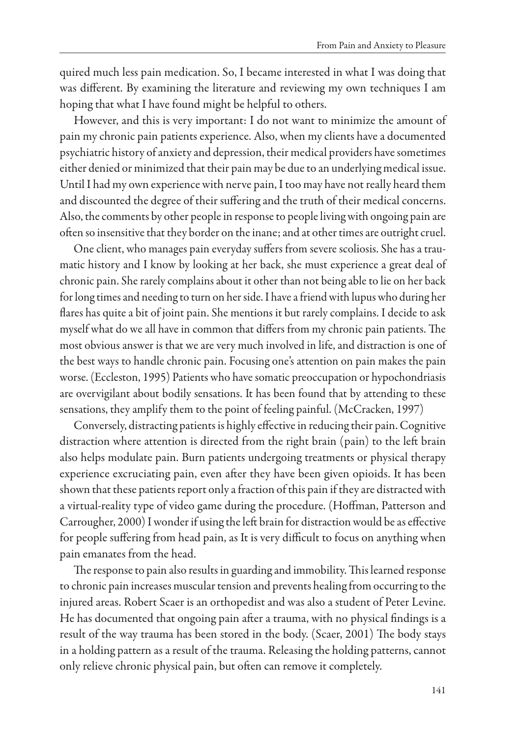quired much less pain medication. So, I became interested in what I was doing that was different. By examining the literature and reviewing my own techniques I am hoping that what I have found might be helpful to others.

However, and this is very important: I do not want to minimize the amount of pain my chronic pain patients experience. Also, when my clients have a documented psychiatric history of anxiety and depression, their medical providers have sometimes either denied or minimized that their pain may be due to an underlying medical issue. Until I had my own experience with nerve pain, I too may have not really heard them and discounted the degree of their suffering and the truth of their medical concerns. Also, the comments by other people in response to people living with ongoing pain are often so insensitive that they border on the inane; and at other times are outright cruel.

One client, who manages pain everyday suffers from severe scoliosis. She has a traumatic history and I know by looking at her back, she must experience a great deal of chronic pain. She rarely complains about it other than not being able to lie on her back for long times and needing to turn on her side. I have a friend with lupus who during her flares has quite a bit of joint pain. She mentions it but rarely complains. I decide to ask myself what do we all have in common that differs from my chronic pain patients. The most obvious answer is that we are very much involved in life, and distraction is one of the best ways to handle chronic pain. Focusing one's attention on pain makes the pain worse. (Eccleston, 1995) Patients who have somatic preoccupation or hypochondriasis are overvigilant about bodily sensations. It has been found that by attending to these sensations, they amplify them to the point of feeling painful. (McCracken, 1997)

Conversely, distracting patients is highly effective in reducing their pain. Cognitive distraction where attention is directed from the right brain (pain) to the left brain also helps modulate pain. Burn patients undergoing treatments or physical therapy experience excruciating pain, even after they have been given opioids. It has been shown that these patients report only a fraction of this pain if they are distracted with a virtual-reality type of video game during the procedure. (Hoffman, Patterson and Carrougher, 2000) I wonder if using the left brain for distraction would be as effective for people suffering from head pain, as It is very difficult to focus on anything when pain emanates from the head.

The response to pain also results in guarding and immobility. This learned response to chronic pain increases muscular tension and prevents healing from occurring to the injured areas. Robert Scaer is an orthopedist and was also a student of Peter Levine. He has documented that ongoing pain after a trauma, with no physical findings is a result of the way trauma has been stored in the body. (Scaer, 2001) The body stays in a holding pattern as a result of the trauma. Releasing the holding patterns, cannot only relieve chronic physical pain, but often can remove it completely.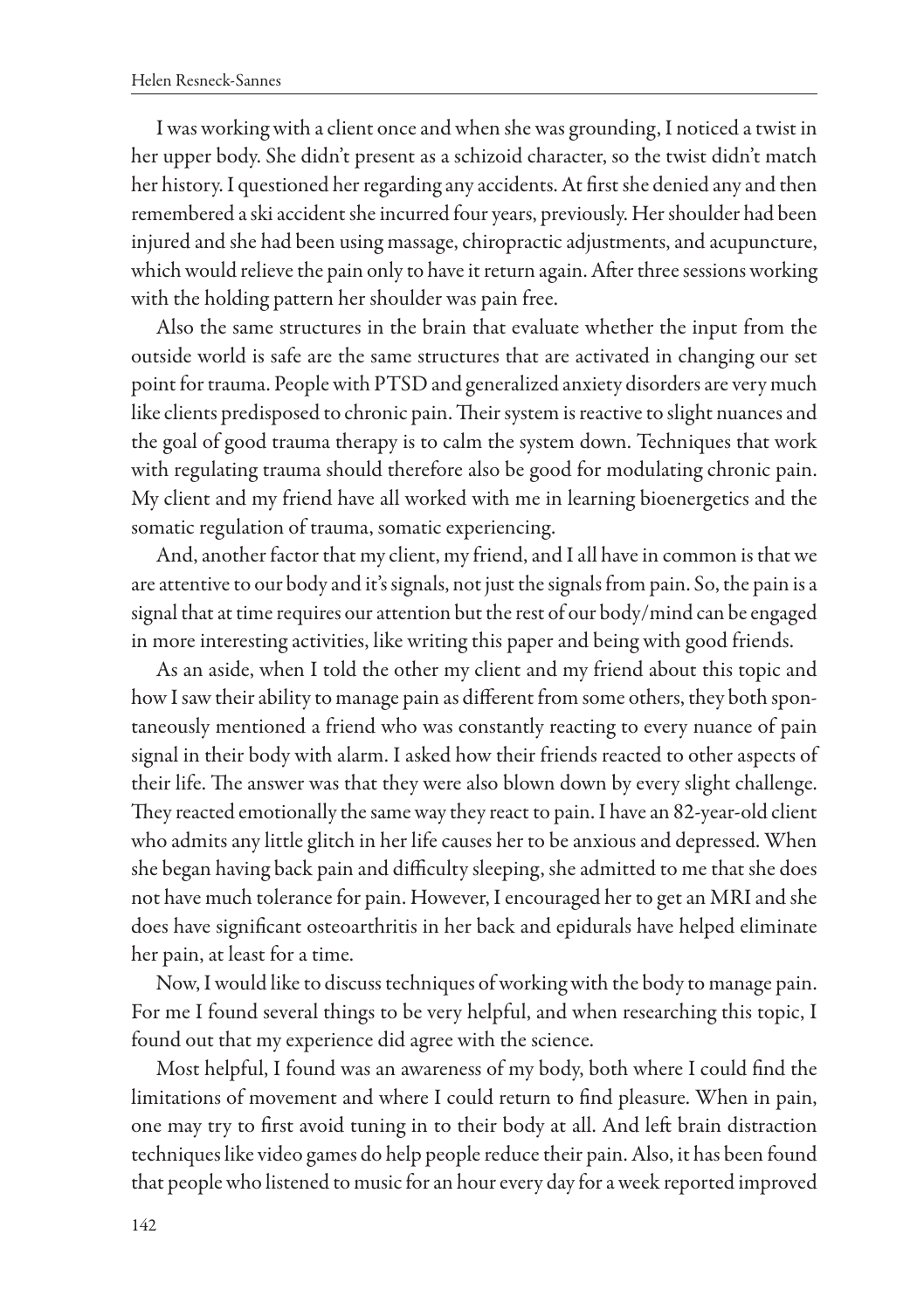I was working with a client once and when she was grounding, I noticed a twist in her upper body. She didn't present as a schizoid character, so the twist didn't match her history. I questioned her regarding any accidents. At first she denied any and then remembered a ski accident she incurred four years, previously. Her shoulder had been injured and she had been using massage, chiropractic adjustments, and acupuncture, which would relieve the pain only to have it return again. After three sessions working with the holding pattern her shoulder was pain free.

Also the same structures in the brain that evaluate whether the input from the outside world is safe are the same structures that are activated in changing our set point for trauma. People with PTSD and generalized anxiety disorders are very much like clients predisposed to chronic pain. Their system is reactive to slight nuances and the goal of good trauma therapy is to calm the system down. Techniques that work with regulating trauma should therefore also be good for modulating chronic pain. My client and my friend have all worked with me in learning bioenergetics and the somatic regulation of trauma, somatic experiencing.

And, another factor that my client, my friend, and I all have in common is that we are attentive to our body and it's signals, not just the signals from pain. So, the pain is a signal that at time requires our attention but the rest of our body/mind can be engaged in more interesting activities, like writing this paper and being with good friends.

As an aside, when I told the other my client and my friend about this topic and how I saw their ability to manage pain as different from some others, they both spontaneously mentioned a friend who was constantly reacting to every nuance of pain signal in their body with alarm. I asked how their friends reacted to other aspects of their life. The answer was that they were also blown down by every slight challenge. They reacted emotionally the same way they react to pain. I have an 82-year-old client who admits any little glitch in her life causes her to be anxious and depressed. When she began having back pain and difficulty sleeping, she admitted to me that she does not have much tolerance for pain. However, I encouraged her to get an MRI and she does have significant osteoarthritis in her back and epidurals have helped eliminate her pain, at least for a time.

Now, I would like to discuss techniques of working with the body to manage pain. For me I found several things to be very helpful, and when researching this topic, I found out that my experience did agree with the science.

Most helpful, I found was an awareness of my body, both where I could find the limitations of movement and where I could return to find pleasure. When in pain, one may try to first avoid tuning in to their body at all. And left brain distraction techniques like video games do help people reduce their pain. Also, it has been found that people who listened to music for an hour every day for a week reported improved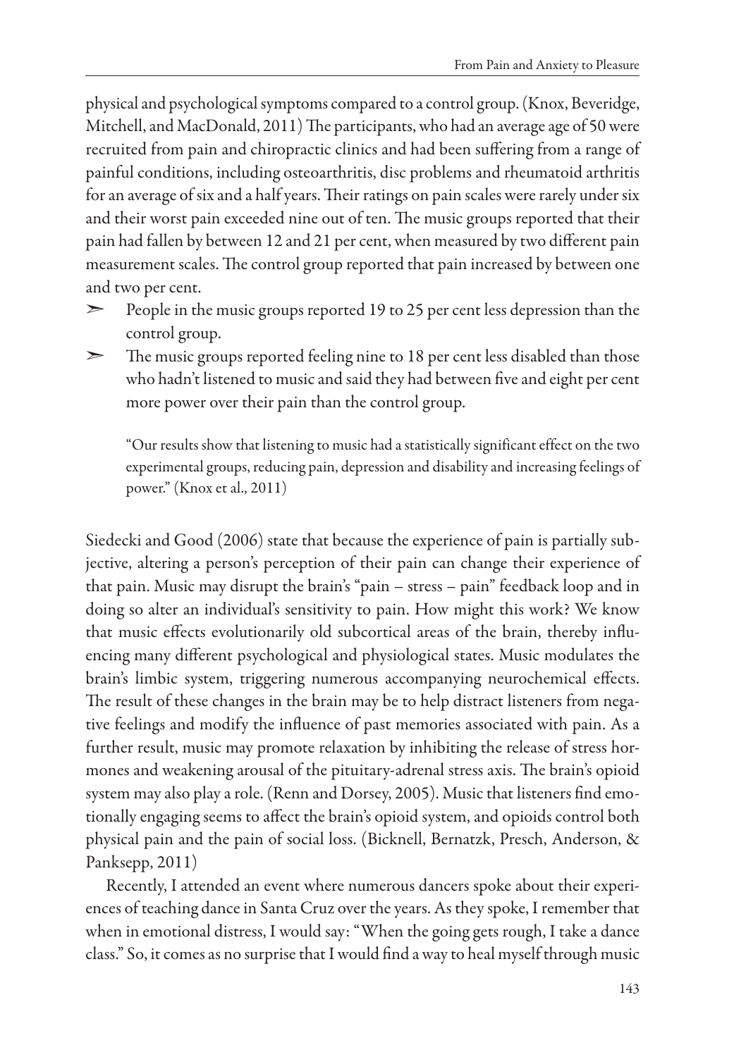physical and psychological symptoms compared to a control group. (Knox, Beveridge, Mitchell, and MacDonald, 2011) The participants, who had an average age of 50 were recruited from pain and chiropractic clinics and had been suffering from a range of painful conditions, including osteoarthritis, disc problems and rheumatoid arthritis for an average of six and a half years. Their ratings on pain scales were rarely under six and their worst pain exceeded nine out of ten. The music groups reported that their pain had fallen by between 12 and 21 per cent, when measured by two different pain measurement scales. The control group reported that pain increased by between one and two per cent.

- People in the music groups reported 19 to 25 per cent less depression than the control group.
- The music groups reported feeling nine to 18 per cent less disabled than those who hadn't listened to music and said they had between five and eight per cent more power over their pain than the control group.

> "Our results show that listening to music had a statistically significant effect on the two experimental groups, reducing pain, depression and disability and increasing feelings of power." (Knox et al., 2011)

Siedecki and Good (2006) state that because the experience of pain is partially subjective, altering a person's perception of their pain can change their experience of that pain. Music may disrupt the brain's "pain – stress – pain" feedback loop and in doing so alter an individual's sensitivity to pain. How might this work? We know that music effects evolutionarily old subcortical areas of the brain, thereby influencing many different psychological and physiological states. Music modulates the brain's limbic system, triggering numerous accompanying neurochemical effects. The result of these changes in the brain may be to help distract listeners from negative feelings and modify the influence of past memories associated with pain. As a further result, music may promote relaxation by inhibiting the release of stress hormones and weakening arousal of the pituitary-adrenal stress axis. The brain's opioid system may also play a role. (Renn and Dorsey, 2005). Music that listeners find emotionally engaging seems to affect the brain's opioid system, and opioids control both physical pain and the pain of social loss. (Bicknell, Bernatzk, Presch, Anderson, & Panksepp, 2011)

Recently, I attended an event where numerous dancers spoke about their experiences of teaching dance in Santa Cruz over the years. As they spoke, I remember that when in emotional distress, I would say: "When the going gets rough, I take a dance class." So, it comes as no surprise that I would find a way to heal myself through music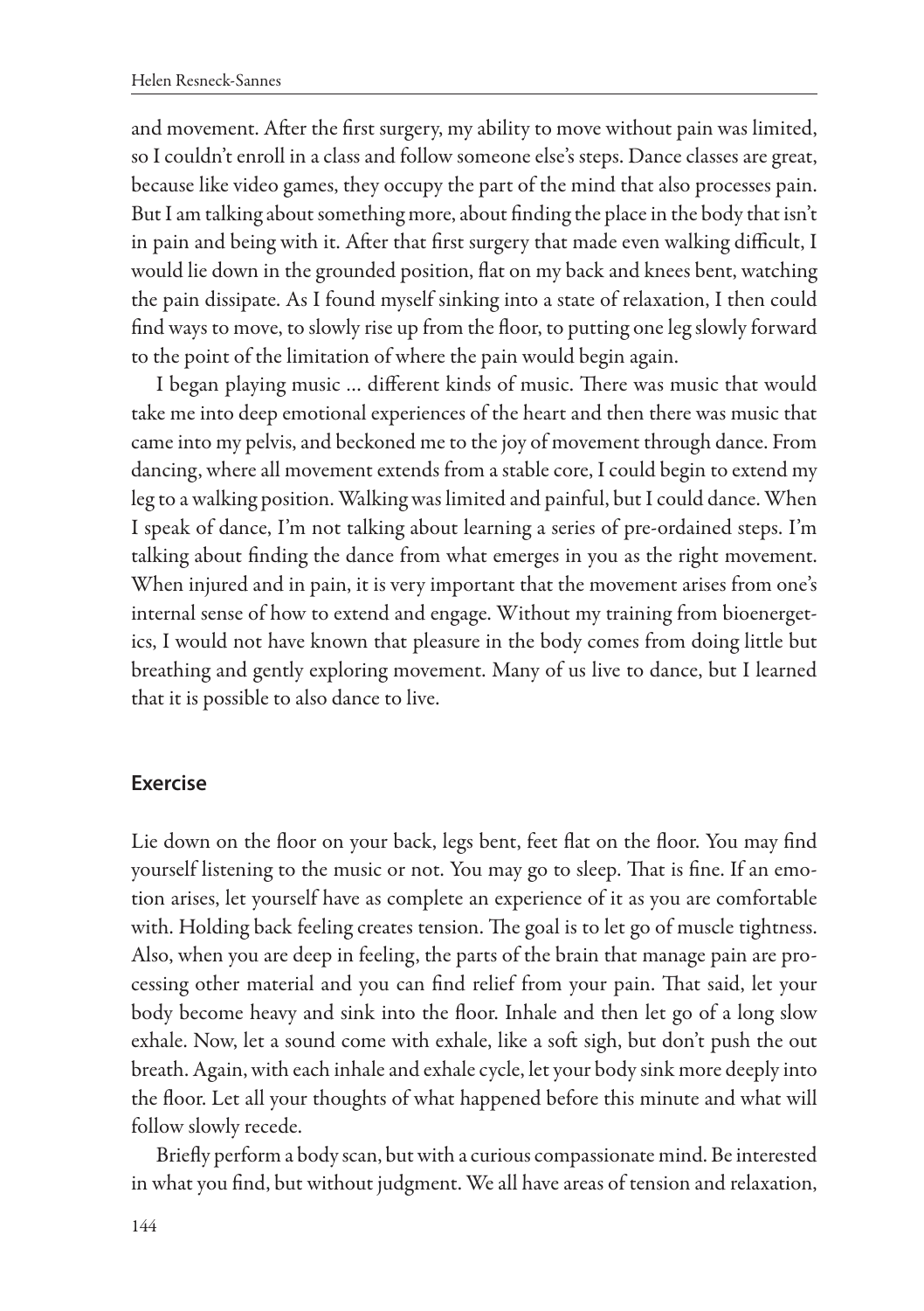and movement. After the first surgery, my ability to move without pain was limited, so I couldn't enroll in a class and follow someone else's steps. Dance classes are great, because like video games, they occupy the part of the mind that also processes pain. But I am talking about something more, about finding the place in the body that isn't in pain and being with it. After that first surgery that made even walking difficult, I would lie down in the grounded position, flat on my back and knees bent, watching the pain dissipate. As I found myself sinking into a state of relaxation, I then could find ways to move, to slowly rise up from the floor, to putting one leg slowly forward to the point of the limitation of where the pain would begin again.

I began playing music … different kinds of music. There was music that would take me into deep emotional experiences of the heart and then there was music that came into my pelvis, and beckoned me to the joy of movement through dance. From dancing, where all movement extends from a stable core, I could begin to extend my leg to a walking position. Walking was limited and painful, but I could dance. When I speak of dance, I'm not talking about learning a series of pre-ordained steps. I'm talking about finding the dance from what emerges in you as the right movement. When injured and in pain, it is very important that the movement arises from one's internal sense of how to extend and engage. Without my training from bioenergetics, I would not have known that pleasure in the body comes from doing little but breathing and gently exploring movement. Many of us live to dance, but I learned that it is possible to also dance to live.

## Exercise

Lie down on the floor on your back, legs bent, feet flat on the floor. You may find yourself listening to the music or not. You may go to sleep. That is fine. If an emotion arises, let yourself have as complete an experience of it as you are comfortable with. Holding back feeling creates tension. The goal is to let go of muscle tightness. Also, when you are deep in feeling, the parts of the brain that manage pain are processing other material and you can find relief from your pain. That said, let your body become heavy and sink into the floor. Inhale and then let go of a long slow exhale. Now, let a sound come with exhale, like a soft sigh, but don't push the out breath. Again, with each inhale and exhale cycle, let your body sink more deeply into the floor. Let all your thoughts of what happened before this minute and what will follow slowly recede.

Briefly perform a body scan, but with a curious compassionate mind. Be interested in what you find, but without judgment. We all have areas of tension and relaxation,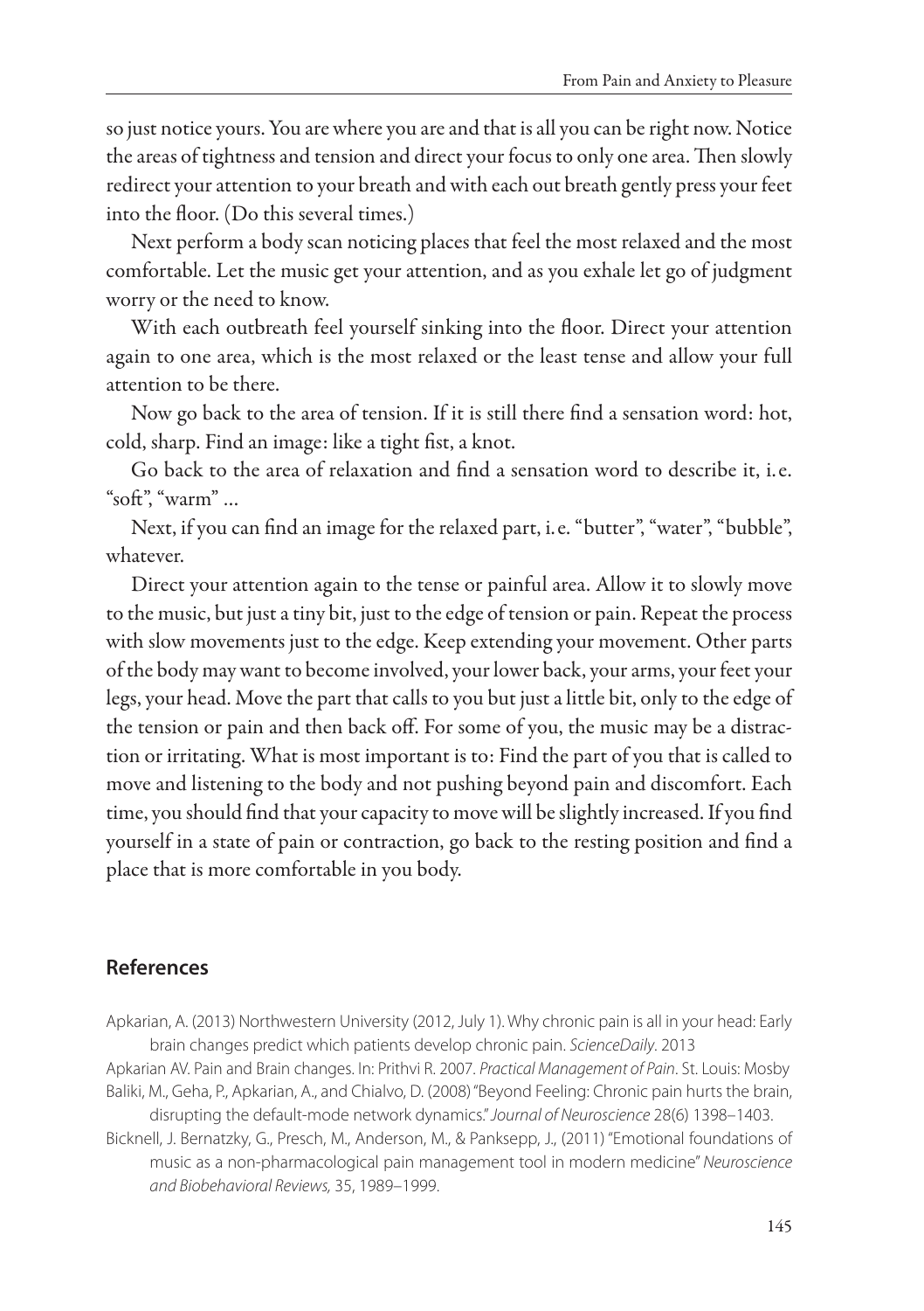so just notice yours. You are where you are and that is all you can be right now. Notice the areas of tightness and tension and direct your focus to only one area. Then slowly redirect your attention to your breath and with each out breath gently press your feet into the floor. (Do this several times.)

Next perform a body scan noticing places that feel the most relaxed and the most comfortable. Let the music get your attention, and as you exhale let go of judgment worry or the need to know.

With each outbreath feel yourself sinking into the floor. Direct your attention again to one area, which is the most relaxed or the least tense and allow your full attention to be there.

Now go back to the area of tension. If it is still there find a sensation word: hot, cold, sharp. Find an image: like a tight fist, a knot.

Go back to the area of relaxation and find a sensation word to describe it, i.e. "soft", "warm" ...

Next, if you can find an image for the relaxed part, i.e. "butter", "water", "bubble", whatever.

Direct your attention again to the tense or painful area. Allow it to slowly move to the music, but just a tiny bit, just to the edge of tension or pain. Repeat the process with slow movements just to the edge. Keep extending your movement. Other parts of the body may want to become involved, your lower back, your arms, your feet your legs, your head. Move the part that calls to you but just a little bit, only to the edge of the tension or pain and then back off. For some of you, the music may be a distraction or irritating. What is most important is to: Find the part of you that is called to move and listening to the body and not pushing beyond pain and discomfort. Each time, you should find that your capacity to move will be slightly increased. If you find yourself in a state of pain or contraction, go back to the resting position and find a place that is more comfortable in you body.

## References

Apkarian, A. (2013) Northwestern University (2012, July 1). Why chronic pain is all in your head: Early brain changes predict which patients develop chronic pain. *ScienceDaily*. 2013

Apkarian AV. Pain and Brain changes. In: Prithvi R. 2007. *Practical Management of Pain*. St. Louis: Mosby

Baliki, M., Geha, P., Apkarian, A., and Chialvo, D. (2008) "Beyond Feeling: Chronic pain hurts the brain, disrupting the default-mode network dynamics." *Journal of Neuroscience* 28(6) 1398–1403.

Bicknell, J. Bernatzky, G., Presch, M., Anderson, M., & Panksepp, J., (2011) "Emotional foundations of music as a non-pharmacological pain management tool in modern medicine" *Neuroscience and Biobehavioral Reviews,* 35, 1989–1999.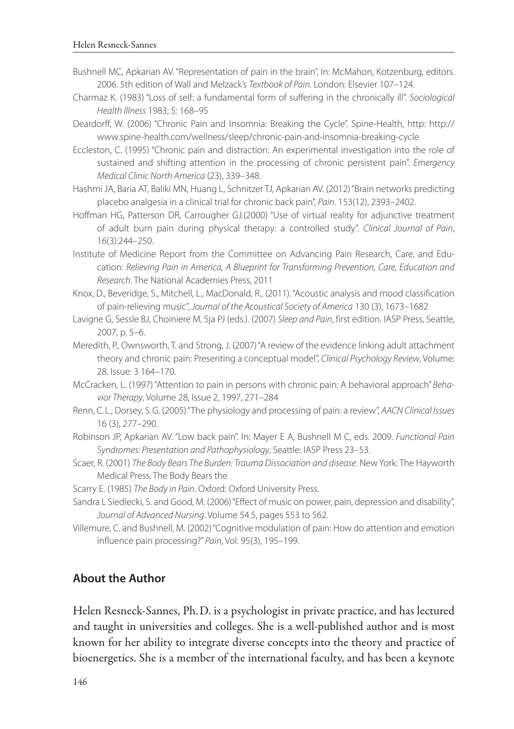Bushnell MC, Apkarian AV. "Representation of pain in the brain", In: McMahon, Kotzenburg, editors. 2006. 5th edition of Wall and Melzack's *Textbook of Pain*. London: Elsevier 107–124.

Charmaz K. (1983) "Loss of self: a fundamental form of suffering in the chronically ill". *Sociological Health Illness* 1983; 5: 168–95

Deardorff, W. (2006) "Chronic Pain and Insomnia: Breaking the Cycle". Spine-Health, http: http://www.spine-health.com/wellness/sleep/chronic-pain-and-insomnia-breaking-cycle

Eccleston, C. (1995) "Chronic pain and distraction: An experimental investigation into the role of sustained and shifting attention in the processing of chronic persistent pain". *Emergency Medical Clinic North America* (23), 339–348.

Hashmi JA, Baria AT, Baliki MN, Huang L, Schnitzer TJ, Apkarian AV. (2012) "Brain networks predicting placebo analgesia in a clinical trial for chronic back pain", *Pain*. 153(12), 2393–2402.

Hoffman HG, Patterson DR, Carrougher GJ.(2000) "Use of virtual reality for adjunctive treatment of adult burn pain during physical therapy: a controlled study". *Clinical Journal of Pain*, 16(3):244–250.

Institute of Medicine Report from the Committee on Advancing Pain Research, Care, and Education: *Relieving Pain in America, A Blueprint for Transforming Prevention, Care, Education and Research*. The National Academies Press, 2011

Knox, D., Beveridge, S., Mitchell, L., MacDonald, R., (2011). "Acoustic analysis and mood classification of pain-relieving music", *Journal of the Acoustical Society of America* 130 (3), 1673–1682

Lavigne G, Sessle BJ, Choiniere M, Sja PJ (eds.). (2007) *Sleep and Pain*, first edition. IASP Press, Seattle, 2007, p. 5–6.

Meredith, P., Ownsworth, T. and Strong, J. (2007) "A review of the evidence linking adult attachment theory and chronic pain: Presenting a conceptual model", *Clinical Psychology Review*, Volume: 28. Issue: 3 164–170.

McCracken, L. (1997) "Attention to pain in persons with chronic pain: A behavioral approach" *Behavior Therapy*, Volume 28, Issue 2, 1997, 271–284

Renn, C.L., Dorsey, S.G. (2005) "The physiology and processing of pain: a review", *AACN Clinical Issues* 16 (3), 277–290.

Robinson JP, Apkarian AV. "Low back pain". In: Mayer E A, Bushnell M C, eds. 2009. *Functional Pain Syndromes: Presentation and Pathophysiology*, Seattle: IASP Press 23–53.

Scaer, R. (2001) *The Body Bears The Burden: Trauma Dissociation and disease*. New York: The Hayworth Medical Press. The Body Bears the

Scarry E. (1985) *The Body in Pain*. Oxford: Oxford University Press.

Sandra L Siedlecki, S. and Good, M. (2006) "Effect of music on power, pain, depression and disability", *Journal of Advanced Nursing*. Volume 54.5, pages 553 to 562.

Villemure, C. and Bushnell, M. (2002) "Cognitive modulation of pain: How do attention and emotion influence pain processing?" *Pain*, Vol. 95(3), 195–199.

## About the Author

Helen Resneck-Sannes, Ph.D. is a psychologist in private practice, and has lectured and taught in universities and colleges. She is a well-published author and is most known for her ability to integrate diverse concepts into the theory and practice of bioenergetics. She is a member of the international faculty, and has been a keynote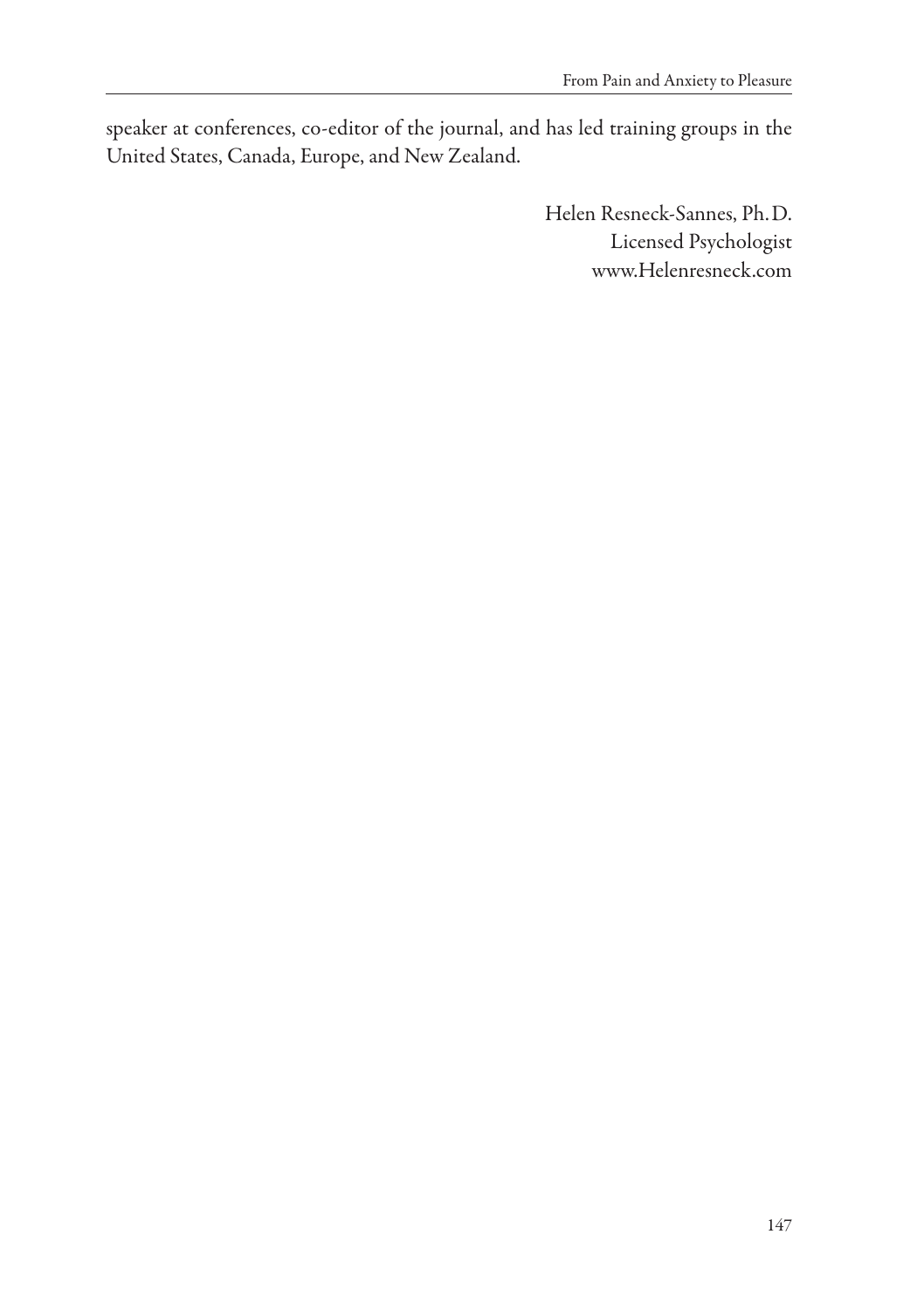speaker at conferences, co-editor of the journal, and has led training groups in the United States, Canada, Europe, and New Zealand.

Helen Resneck-Sannes, Ph.D.  
Licensed Psychologist  
www.Helenresneck.com